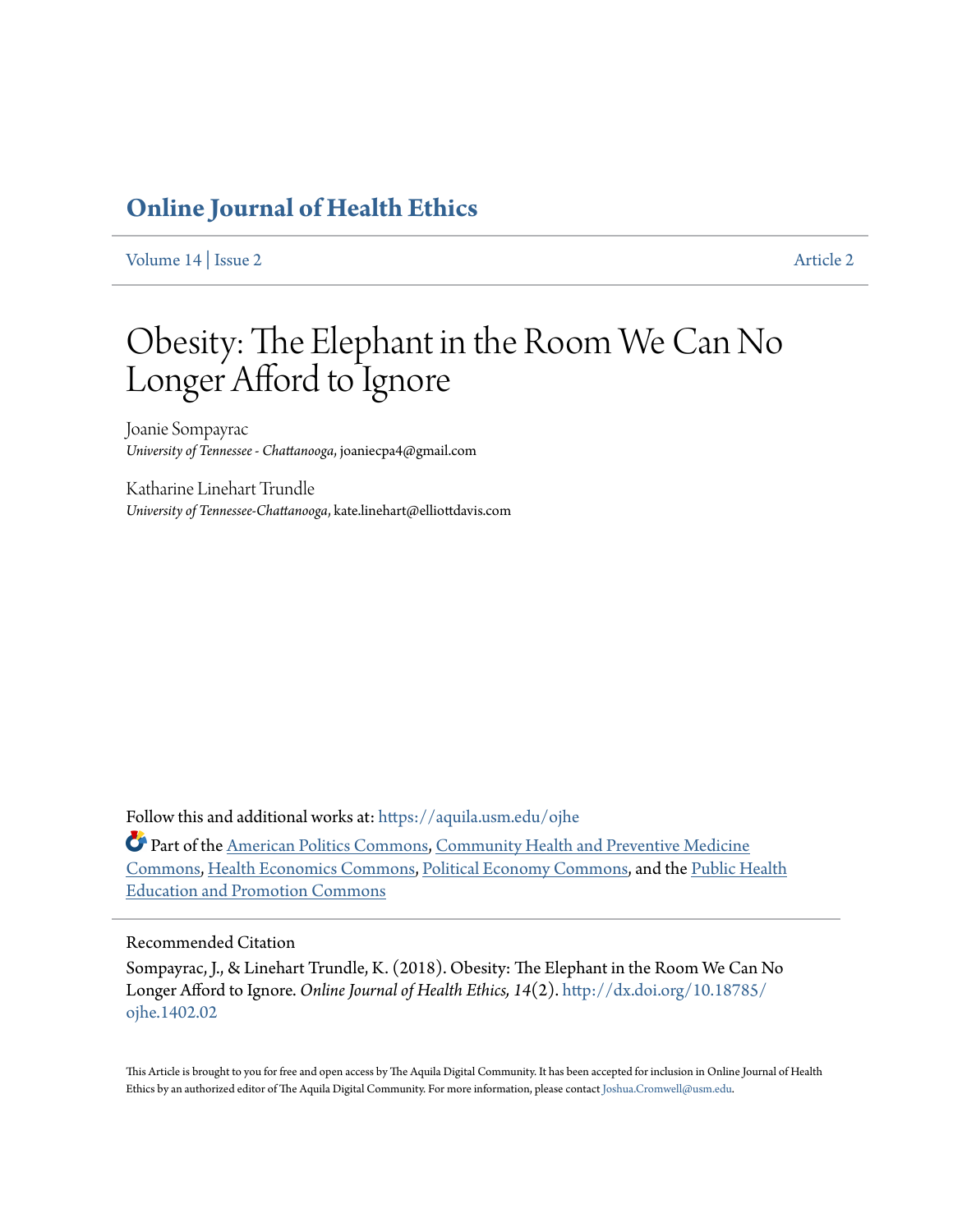# Online Journal of Health Ethics

Volume 14 | Issue 2 Article 2

# Obesity: The Elephant in the Room We Can No Longer Afford to Ignore

Joanie Sompayrac
*University of Tennessee - Chattanooga*, joaniecpa4@gmail.com

Katharine Linehart Trundle
*University of Tennessee-Chattanooga*, kate.linehart@elliottdavis.com

Follow this and additional works at: https://aquila.usm.edu/ojhe

Part of the American Politics Commons, Community Health and Preventive Medicine Commons, Health Economics Commons, Political Economy Commons, and the Public Health Education and Promotion Commons

## Recommended Citation

Sompayrac, J., & Linehart Trundle, K. (2018). Obesity: The Elephant in the Room We Can No Longer Afford to Ignore. *Online Journal of Health Ethics, 14*(2). http://dx.doi.org/10.18785/ojhe.1402.02

This Article is brought to you for free and open access by The Aquila Digital Community. It has been accepted for inclusion in Online Journal of Health Ethics by an authorized editor of The Aquila Digital Community. For more information, please contact Joshua.Cromwell@usm.edu.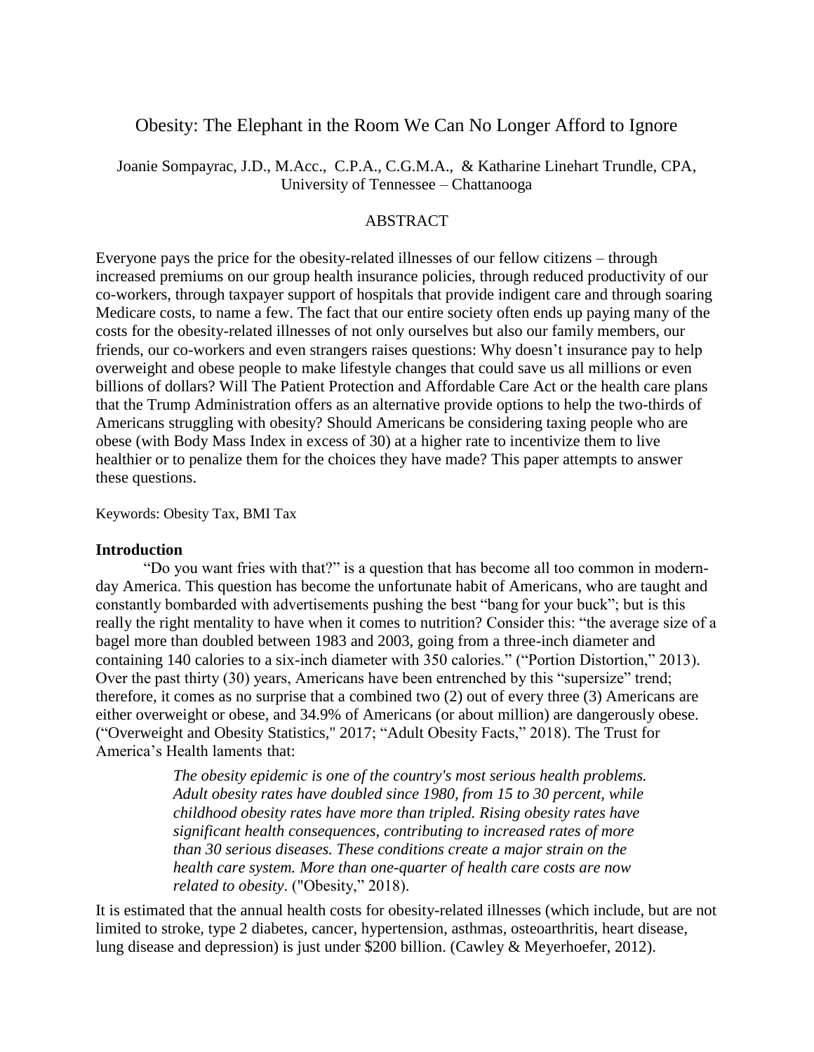# Obesity: The Elephant in the Room We Can No Longer Afford to Ignore

Joanie Sompayrac, J.D., M.Acc., C.P.A., C.G.M.A., & Katharine Linehart Trundle, CPA, University of Tennessee – Chattanooga

## ABSTRACT

Everyone pays the price for the obesity-related illnesses of our fellow citizens – through increased premiums on our group health insurance policies, through reduced productivity of our co-workers, through taxpayer support of hospitals that provide indigent care and through soaring Medicare costs, to name a few. The fact that our entire society often ends up paying many of the costs for the obesity-related illnesses of not only ourselves but also our family members, our friends, our co-workers and even strangers raises questions: Why doesn't insurance pay to help overweight and obese people to make lifestyle changes that could save us all millions or even billions of dollars? Will The Patient Protection and Affordable Care Act or the health care plans that the Trump Administration offers as an alternative provide options to help the two-thirds of Americans struggling with obesity? Should Americans be considering taxing people who are obese (with Body Mass Index in excess of 30) at a higher rate to incentivize them to live healthier or to penalize them for the choices they have made? This paper attempts to answer these questions.

Keywords: Obesity Tax, BMI Tax

## Introduction

"Do you want fries with that?" is a question that has become all too common in modern-day America. This question has become the unfortunate habit of Americans, who are taught and constantly bombarded with advertisements pushing the best "bang for your buck"; but is this really the right mentality to have when it comes to nutrition? Consider this: "the average size of a bagel more than doubled between 1983 and 2003, going from a three-inch diameter and containing 140 calories to a six-inch diameter with 350 calories." ("Portion Distortion," 2013). Over the past thirty (30) years, Americans have been entrenched by this "supersize" trend; therefore, it comes as no surprise that a combined two (2) out of every three (3) Americans are either overweight or obese, and 34.9% of Americans (or about million) are dangerously obese. ("Overweight and Obesity Statistics," 2017; "Adult Obesity Facts," 2018). The Trust for America's Health laments that:

> *The obesity epidemic is one of the country's most serious health problems. Adult obesity rates have doubled since 1980, from 15 to 30 percent, while childhood obesity rates have more than tripled. Rising obesity rates have significant health consequences, contributing to increased rates of more than 30 serious diseases. These conditions create a major strain on the health care system. More than one-quarter of health care costs are now related to obesity*. ("Obesity," 2018).

It is estimated that the annual health costs for obesity-related illnesses (which include, but are not limited to stroke, type 2 diabetes, cancer, hypertension, asthmas, osteoarthritis, heart disease, lung disease and depression) is just under $200 billion. (Cawley & Meyerhoefer, 2012).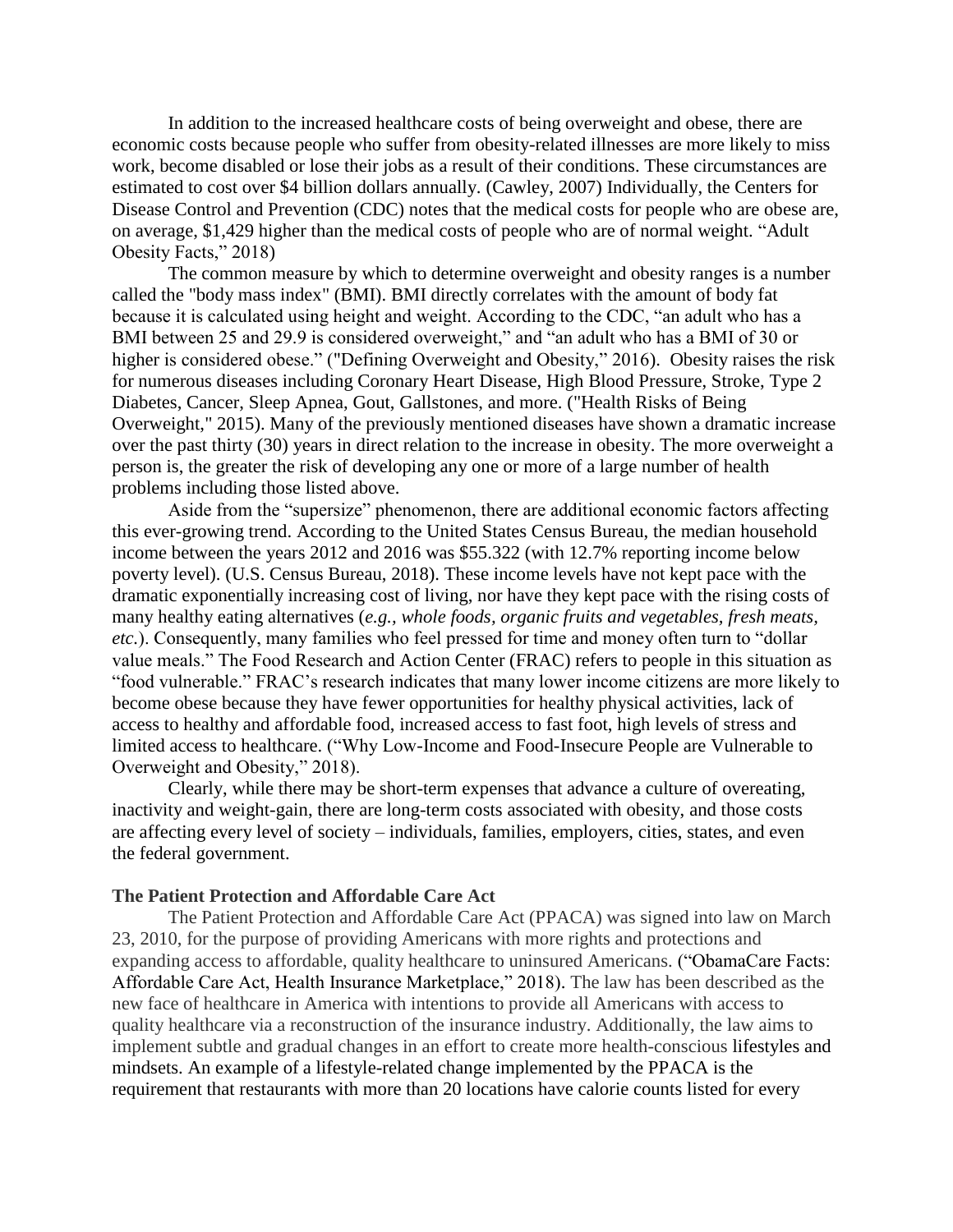In addition to the increased healthcare costs of being overweight and obese, there are economic costs because people who suffer from obesity-related illnesses are more likely to miss work, become disabled or lose their jobs as a result of their conditions. These circumstances are estimated to cost over $4 billion dollars annually. (Cawley, 2007) Individually, the Centers for Disease Control and Prevention (CDC) notes that the medical costs for people who are obese are, on average, $1,429 higher than the medical costs of people who are of normal weight. "Adult Obesity Facts," 2018)

The common measure by which to determine overweight and obesity ranges is a number called the "body mass index" (BMI). BMI directly correlates with the amount of body fat because it is calculated using height and weight. According to the CDC, "an adult who has a BMI between 25 and 29.9 is considered overweight," and "an adult who has a BMI of 30 or higher is considered obese." ("Defining Overweight and Obesity," 2016). Obesity raises the risk for numerous diseases including Coronary Heart Disease, High Blood Pressure, Stroke, Type 2 Diabetes, Cancer, Sleep Apnea, Gout, Gallstones, and more. ("Health Risks of Being Overweight," 2015). Many of the previously mentioned diseases have shown a dramatic increase over the past thirty (30) years in direct relation to the increase in obesity. The more overweight a person is, the greater the risk of developing any one or more of a large number of health problems including those listed above.

Aside from the "supersize" phenomenon, there are additional economic factors affecting this ever-growing trend. According to the United States Census Bureau, the median household income between the years 2012 and 2016 was $55.322 (with 12.7% reporting income below poverty level). (U.S. Census Bureau, 2018). These income levels have not kept pace with the dramatic exponentially increasing cost of living, nor have they kept pace with the rising costs of many healthy eating alternatives (*e.g., whole foods, organic fruits and vegetables, fresh meats, etc*.). Consequently, many families who feel pressed for time and money often turn to "dollar value meals." The Food Research and Action Center (FRAC) refers to people in this situation as "food vulnerable." FRAC's research indicates that many lower income citizens are more likely to become obese because they have fewer opportunities for healthy physical activities, lack of access to healthy and affordable food, increased access to fast foot, high levels of stress and limited access to healthcare. ("Why Low-Income and Food-Insecure People are Vulnerable to Overweight and Obesity," 2018).

Clearly, while there may be short-term expenses that advance a culture of overeating, inactivity and weight-gain, there are long-term costs associated with obesity, and those costs are affecting every level of society – individuals, families, employers, cities, states, and even the federal government.

**The Patient Protection and Affordable Care Act**

The Patient Protection and Affordable Care Act (PPACA) was signed into law on March 23, 2010, for the purpose of providing Americans with more rights and protections and expanding access to affordable, quality healthcare to uninsured Americans. ("ObamaCare Facts: Affordable Care Act, Health Insurance Marketplace," 2018). The law has been described as the new face of healthcare in America with intentions to provide all Americans with access to quality healthcare via a reconstruction of the insurance industry. Additionally, the law aims to implement subtle and gradual changes in an effort to create more health-conscious lifestyles and mindsets. An example of a lifestyle-related change implemented by the PPACA is the requirement that restaurants with more than 20 locations have calorie counts listed for every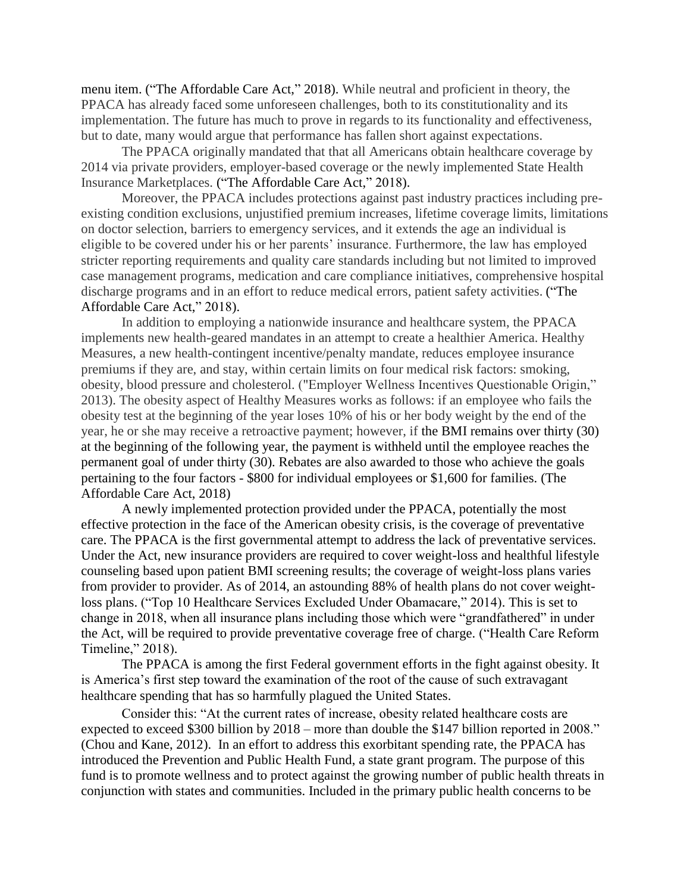menu item. ("The Affordable Care Act," 2018). While neutral and proficient in theory, the PPACA has already faced some unforeseen challenges, both to its constitutionality and its implementation. The future has much to prove in regards to its functionality and effectiveness, but to date, many would argue that performance has fallen short against expectations.

The PPACA originally mandated that that all Americans obtain healthcare coverage by 2014 via private providers, employer-based coverage or the newly implemented State Health Insurance Marketplaces. ("The Affordable Care Act," 2018).

Moreover, the PPACA includes protections against past industry practices including pre-existing condition exclusions, unjustified premium increases, lifetime coverage limits, limitations on doctor selection, barriers to emergency services, and it extends the age an individual is eligible to be covered under his or her parents' insurance. Furthermore, the law has employed stricter reporting requirements and quality care standards including but not limited to improved case management programs, medication and care compliance initiatives, comprehensive hospital discharge programs and in an effort to reduce medical errors, patient safety activities. ("The Affordable Care Act," 2018).

In addition to employing a nationwide insurance and healthcare system, the PPACA implements new health-geared mandates in an attempt to create a healthier America. Healthy Measures, a new health-contingent incentive/penalty mandate, reduces employee insurance premiums if they are, and stay, within certain limits on four medical risk factors: smoking, obesity, blood pressure and cholesterol. ("Employer Wellness Incentives Questionable Origin," 2013). The obesity aspect of Healthy Measures works as follows: if an employee who fails the obesity test at the beginning of the year loses 10% of his or her body weight by the end of the year, he or she may receive a retroactive payment; however, if the BMI remains over thirty (30) at the beginning of the following year, the payment is withheld until the employee reaches the permanent goal of under thirty (30). Rebates are also awarded to those who achieve the goals pertaining to the four factors - $800 for individual employees or $1,600 for families. (The Affordable Care Act, 2018)

A newly implemented protection provided under the PPACA, potentially the most effective protection in the face of the American obesity crisis, is the coverage of preventative care. The PPACA is the first governmental attempt to address the lack of preventative services. Under the Act, new insurance providers are required to cover weight-loss and healthful lifestyle counseling based upon patient BMI screening results; the coverage of weight-loss plans varies from provider to provider. As of 2014, an astounding 88% of health plans do not cover weight-loss plans. ("Top 10 Healthcare Services Excluded Under Obamacare," 2014). This is set to change in 2018, when all insurance plans including those which were "grandfathered" in under the Act, will be required to provide preventative coverage free of charge. ("Health Care Reform Timeline," 2018).

The PPACA is among the first Federal government efforts in the fight against obesity. It is America's first step toward the examination of the root of the cause of such extravagant healthcare spending that has so harmfully plagued the United States.

Consider this: "At the current rates of increase, obesity related healthcare costs are expected to exceed $300 billion by 2018 – more than double the $147 billion reported in 2008." (Chou and Kane, 2012). In an effort to address this exorbitant spending rate, the PPACA has introduced the Prevention and Public Health Fund, a state grant program. The purpose of this fund is to promote wellness and to protect against the growing number of public health threats in conjunction with states and communities. Included in the primary public health concerns to be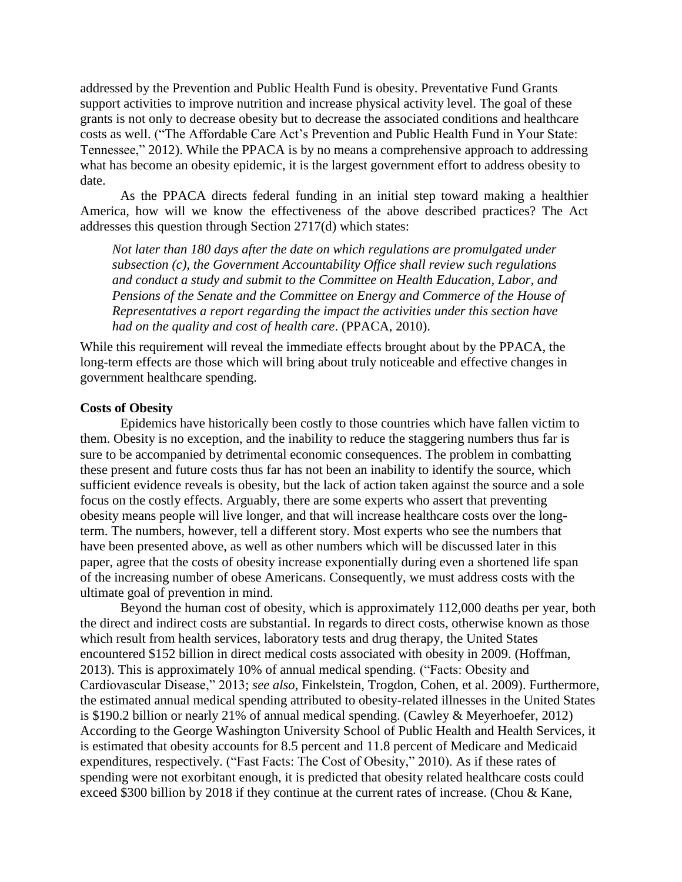addressed by the Prevention and Public Health Fund is obesity. Preventative Fund Grants support activities to improve nutrition and increase physical activity level. The goal of these grants is not only to decrease obesity but to decrease the associated conditions and healthcare costs as well. ("The Affordable Care Act's Prevention and Public Health Fund in Your State: Tennessee," 2012). While the PPACA is by no means a comprehensive approach to addressing what has become an obesity epidemic, it is the largest government effort to address obesity to date.

As the PPACA directs federal funding in an initial step toward making a healthier America, how will we know the effectiveness of the above described practices? The Act addresses this question through Section 2717(d) which states:

> *Not later than 180 days after the date on which regulations are promulgated under subsection (c), the Government Accountability Office shall review such regulations and conduct a study and submit to the Committee on Health Education, Labor, and Pensions of the Senate and the Committee on Energy and Commerce of the House of Representatives a report regarding the impact the activities under this section have had on the quality and cost of health care*. (PPACA, 2010).

While this requirement will reveal the immediate effects brought about by the PPACA, the long-term effects are those which will bring about truly noticeable and effective changes in government healthcare spending.

**Costs of Obesity**

Epidemics have historically been costly to those countries which have fallen victim to them. Obesity is no exception, and the inability to reduce the staggering numbers thus far is sure to be accompanied by detrimental economic consequences. The problem in combatting these present and future costs thus far has not been an inability to identify the source, which sufficient evidence reveals is obesity, but the lack of action taken against the source and a sole focus on the costly effects. Arguably, there are some experts who assert that preventing obesity means people will live longer, and that will increase healthcare costs over the long-term. The numbers, however, tell a different story. Most experts who see the numbers that have been presented above, as well as other numbers which will be discussed later in this paper, agree that the costs of obesity increase exponentially during even a shortened life span of the increasing number of obese Americans. Consequently, we must address costs with the ultimate goal of prevention in mind.

Beyond the human cost of obesity, which is approximately 112,000 deaths per year, both the direct and indirect costs are substantial. In regards to direct costs, otherwise known as those which result from health services, laboratory tests and drug therapy, the United States encountered $152 billion in direct medical costs associated with obesity in 2009. (Hoffman, 2013). This is approximately 10% of annual medical spending. ("Facts: Obesity and Cardiovascular Disease," 2013; *see also,* Finkelstein, Trogdon, Cohen, et al. 2009). Furthermore, the estimated annual medical spending attributed to obesity-related illnesses in the United States is $190.2 billion or nearly 21% of annual medical spending. (Cawley & Meyerhoefer, 2012) According to the George Washington University School of Public Health and Health Services, it is estimated that obesity accounts for 8.5 percent and 11.8 percent of Medicare and Medicaid expenditures, respectively. ("Fast Facts: The Cost of Obesity," 2010). As if these rates of spending were not exorbitant enough, it is predicted that obesity related healthcare costs could exceed $300 billion by 2018 if they continue at the current rates of increase. (Chou & Kane,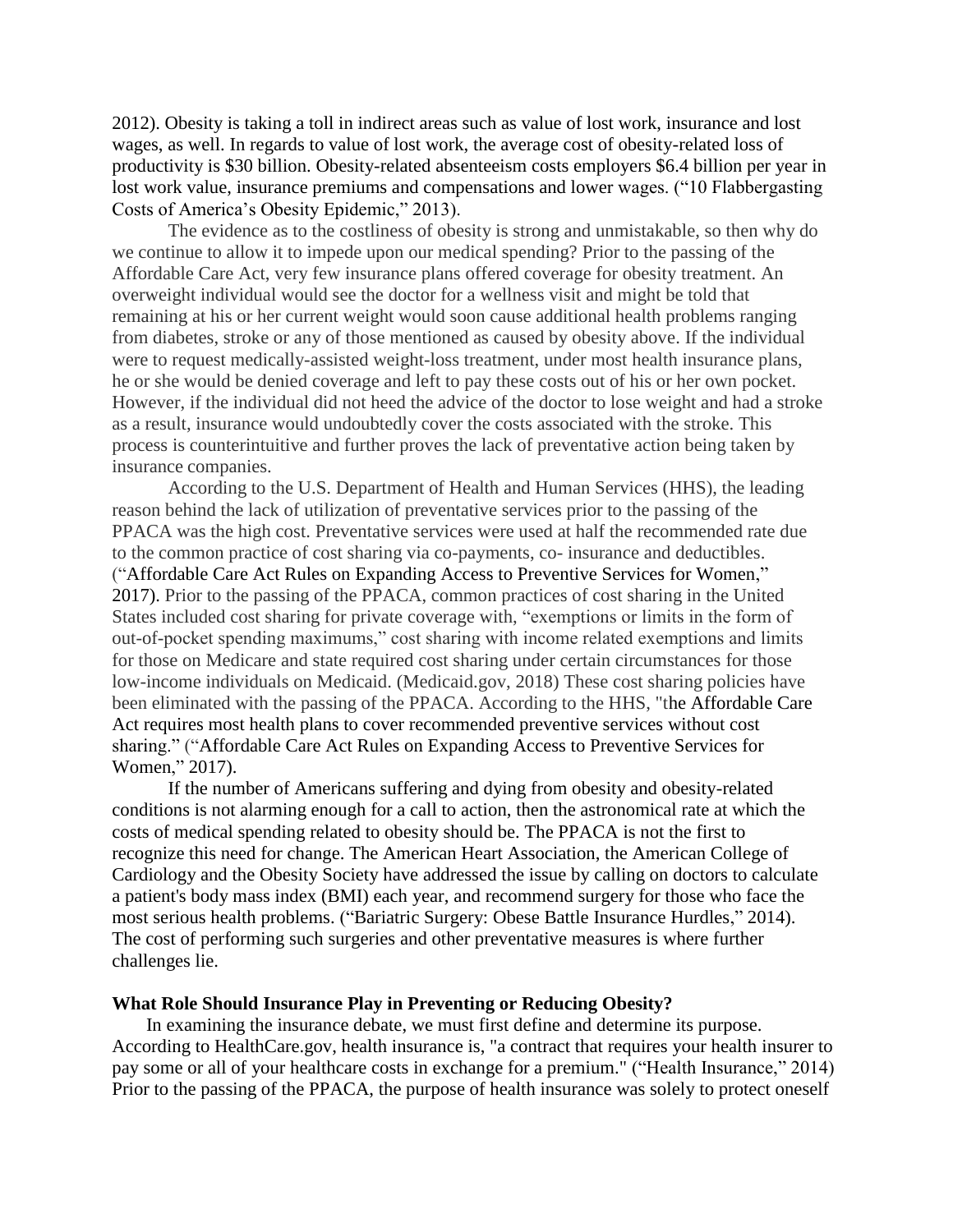2012). Obesity is taking a toll in indirect areas such as value of lost work, insurance and lost wages, as well. In regards to value of lost work, the average cost of obesity-related loss of productivity is $30 billion. Obesity-related absenteeism costs employers $6.4 billion per year in lost work value, insurance premiums and compensations and lower wages. ("10 Flabbergasting Costs of America's Obesity Epidemic," 2013).

The evidence as to the costliness of obesity is strong and unmistakable, so then why do we continue to allow it to impede upon our medical spending? Prior to the passing of the Affordable Care Act, very few insurance plans offered coverage for obesity treatment. An overweight individual would see the doctor for a wellness visit and might be told that remaining at his or her current weight would soon cause additional health problems ranging from diabetes, stroke or any of those mentioned as caused by obesity above. If the individual were to request medically-assisted weight-loss treatment, under most health insurance plans, he or she would be denied coverage and left to pay these costs out of his or her own pocket. However, if the individual did not heed the advice of the doctor to lose weight and had a stroke as a result, insurance would undoubtedly cover the costs associated with the stroke. This process is counterintuitive and further proves the lack of preventative action being taken by insurance companies.

According to the U.S. Department of Health and Human Services (HHS), the leading reason behind the lack of utilization of preventative services prior to the passing of the PPACA was the high cost. Preventative services were used at half the recommended rate due to the common practice of cost sharing via co-payments, co- insurance and deductibles. ("Affordable Care Act Rules on Expanding Access to Preventive Services for Women," 2017). Prior to the passing of the PPACA, common practices of cost sharing in the United States included cost sharing for private coverage with, "exemptions or limits in the form of out-of-pocket spending maximums," cost sharing with income related exemptions and limits for those on Medicare and state required cost sharing under certain circumstances for those low-income individuals on Medicaid. (Medicaid.gov, 2018) These cost sharing policies have been eliminated with the passing of the PPACA. According to the HHS, "the Affordable Care Act requires most health plans to cover recommended preventive services without cost sharing." ("Affordable Care Act Rules on Expanding Access to Preventive Services for Women," 2017).

If the number of Americans suffering and dying from obesity and obesity-related conditions is not alarming enough for a call to action, then the astronomical rate at which the costs of medical spending related to obesity should be. The PPACA is not the first to recognize this need for change. The American Heart Association, the American College of Cardiology and the Obesity Society have addressed the issue by calling on doctors to calculate a patient's body mass index (BMI) each year, and recommend surgery for those who face the most serious health problems. ("Bariatric Surgery: Obese Battle Insurance Hurdles," 2014). The cost of performing such surgeries and other preventative measures is where further challenges lie.

**What Role Should Insurance Play in Preventing or Reducing Obesity?**

In examining the insurance debate, we must first define and determine its purpose. According to HealthCare.gov, health insurance is, "a contract that requires your health insurer to pay some or all of your healthcare costs in exchange for a premium." ("Health Insurance," 2014) Prior to the passing of the PPACA, the purpose of health insurance was solely to protect oneself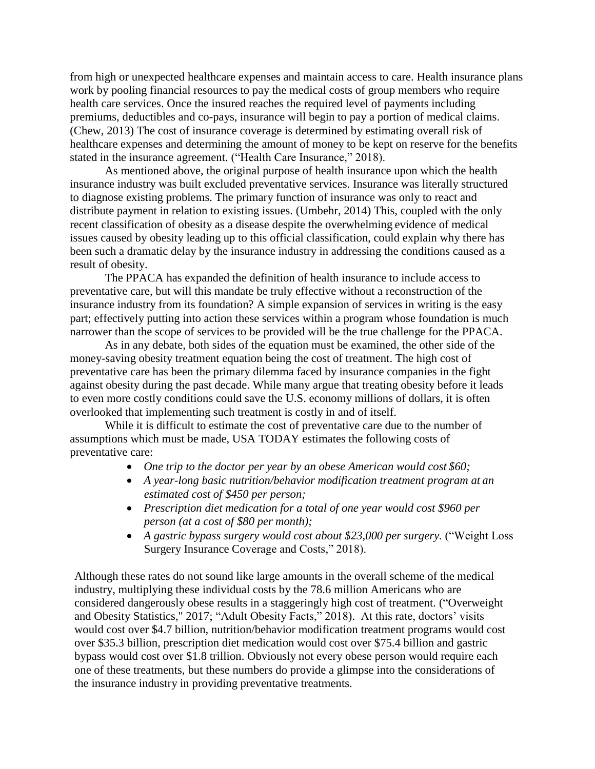from high or unexpected healthcare expenses and maintain access to care. Health insurance plans work by pooling financial resources to pay the medical costs of group members who require health care services. Once the insured reaches the required level of payments including premiums, deductibles and co-pays, insurance will begin to pay a portion of medical claims. (Chew, 2013) The cost of insurance coverage is determined by estimating overall risk of healthcare expenses and determining the amount of money to be kept on reserve for the benefits stated in the insurance agreement. ("Health Care Insurance," 2018).

As mentioned above, the original purpose of health insurance upon which the health insurance industry was built excluded preventative services. Insurance was literally structured to diagnose existing problems. The primary function of insurance was only to react and distribute payment in relation to existing issues. (Umbehr, 2014) This, coupled with the only recent classification of obesity as a disease despite the overwhelming evidence of medical issues caused by obesity leading up to this official classification, could explain why there has been such a dramatic delay by the insurance industry in addressing the conditions caused as a result of obesity.

The PPACA has expanded the definition of health insurance to include access to preventative care, but will this mandate be truly effective without a reconstruction of the insurance industry from its foundation? A simple expansion of services in writing is the easy part; effectively putting into action these services within a program whose foundation is much narrower than the scope of services to be provided will be the true challenge for the PPACA.

As in any debate, both sides of the equation must be examined, the other side of the money-saving obesity treatment equation being the cost of treatment. The high cost of preventative care has been the primary dilemma faced by insurance companies in the fight against obesity during the past decade. While many argue that treating obesity before it leads to even more costly conditions could save the U.S. economy millions of dollars, it is often overlooked that implementing such treatment is costly in and of itself.

While it is difficult to estimate the cost of preventative care due to the number of assumptions which must be made, USA TODAY estimates the following costs of preventative care:

- *One trip to the doctor per year by an obese American would cost $60;*
- *A year-long basic nutrition/behavior modification treatment program at an estimated cost of $450 per person;*
- *Prescription diet medication for a total of one year would cost $960 per person (at a cost of $80 per month);*
- *A gastric bypass surgery would cost about $23,000 per surgery.* ("Weight Loss Surgery Insurance Coverage and Costs," 2018).

Although these rates do not sound like large amounts in the overall scheme of the medical industry, multiplying these individual costs by the 78.6 million Americans who are considered dangerously obese results in a staggeringly high cost of treatment. ("Overweight and Obesity Statistics," 2017; "Adult Obesity Facts," 2018). At this rate, doctors' visits would cost over $4.7 billion, nutrition/behavior modification treatment programs would cost over $35.3 billion, prescription diet medication would cost over $75.4 billion and gastric bypass would cost over $1.8 trillion. Obviously not every obese person would require each one of these treatments, but these numbers do provide a glimpse into the considerations of the insurance industry in providing preventative treatments.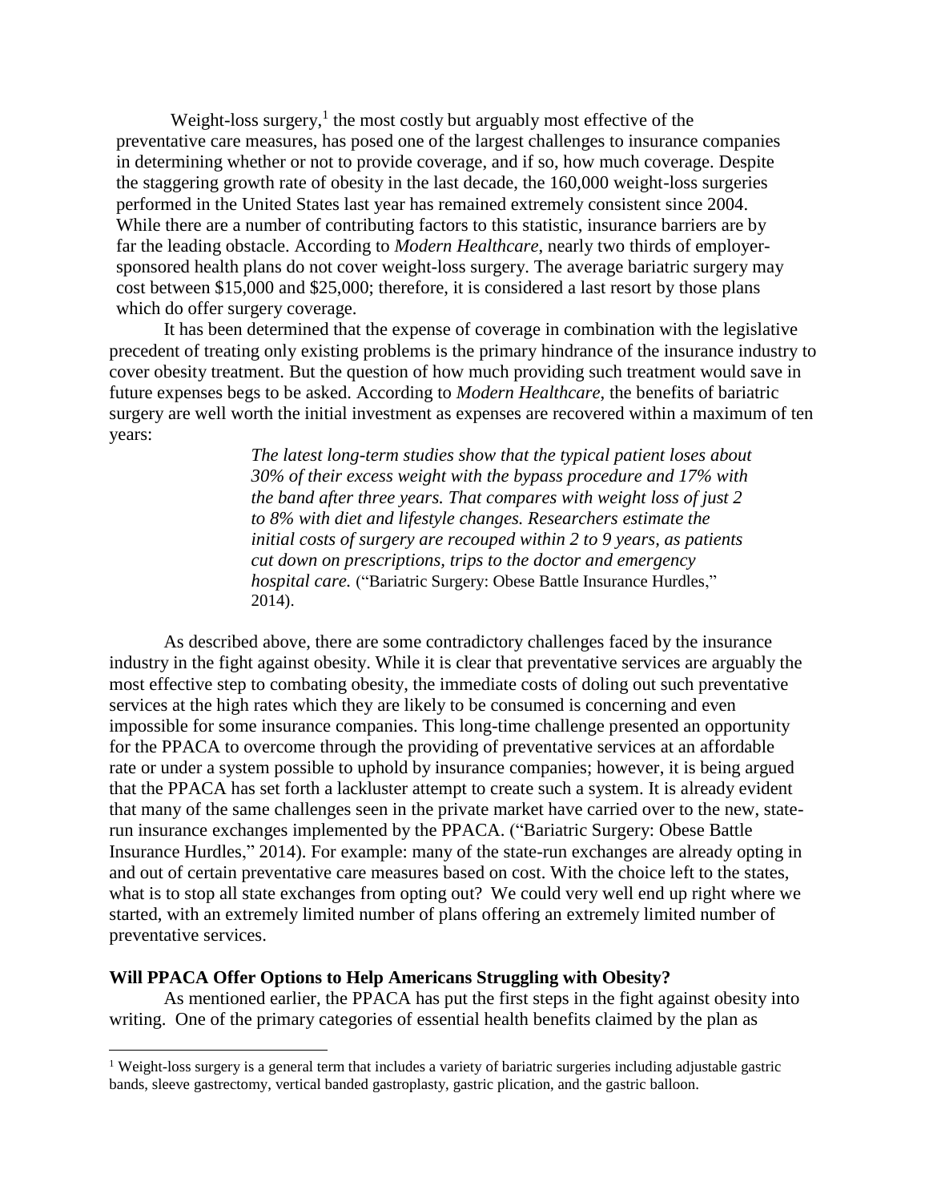Weight-loss surgery,[1] the most costly but arguably most effective of the preventative care measures, has posed one of the largest challenges to insurance companies in determining whether or not to provide coverage, and if so, how much coverage. Despite the staggering growth rate of obesity in the last decade, the 160,000 weight-loss surgeries performed in the United States last year has remained extremely consistent since 2004. While there are a number of contributing factors to this statistic, insurance barriers are by far the leading obstacle. According to *Modern Healthcare*, nearly two thirds of employer-sponsored health plans do not cover weight-loss surgery. The average bariatric surgery may cost between $15,000 and $25,000; therefore, it is considered a last resort by those plans which do offer surgery coverage.

It has been determined that the expense of coverage in combination with the legislative precedent of treating only existing problems is the primary hindrance of the insurance industry to cover obesity treatment. But the question of how much providing such treatment would save in future expenses begs to be asked. According to *Modern Healthcare*, the benefits of bariatric surgery are well worth the initial investment as expenses are recovered within a maximum of ten years:

> *The latest long-term studies show that the typical patient loses about 30% of their excess weight with the bypass procedure and 17% with the band after three years. That compares with weight loss of just 2 to 8% with diet and lifestyle changes. Researchers estimate the initial costs of surgery are recouped within 2 to 9 years, as patients cut down on prescriptions, trips to the doctor and emergency hospital care.* ("Bariatric Surgery: Obese Battle Insurance Hurdles," 2014).

As described above, there are some contradictory challenges faced by the insurance industry in the fight against obesity. While it is clear that preventative services are arguably the most effective step to combating obesity, the immediate costs of doling out such preventative services at the high rates which they are likely to be consumed is concerning and even impossible for some insurance companies. This long-time challenge presented an opportunity for the PPACA to overcome through the providing of preventative services at an affordable rate or under a system possible to uphold by insurance companies; however, it is being argued that the PPACA has set forth a lackluster attempt to create such a system. It is already evident that many of the same challenges seen in the private market have carried over to the new, state-run insurance exchanges implemented by the PPACA. ("Bariatric Surgery: Obese Battle Insurance Hurdles," 2014). For example: many of the state-run exchanges are already opting in and out of certain preventative care measures based on cost. With the choice left to the states, what is to stop all state exchanges from opting out? We could very well end up right where we started, with an extremely limited number of plans offering an extremely limited number of preventative services.

**Will PPACA Offer Options to Help Americans Struggling with Obesity?**

As mentioned earlier, the PPACA has put the first steps in the fight against obesity into writing. One of the primary categories of essential health benefits claimed by the plan as

[1] Weight-loss surgery is a general term that includes a variety of bariatric surgeries including adjustable gastric bands, sleeve gastrectomy, vertical banded gastroplasty, gastric plication, and the gastric balloon.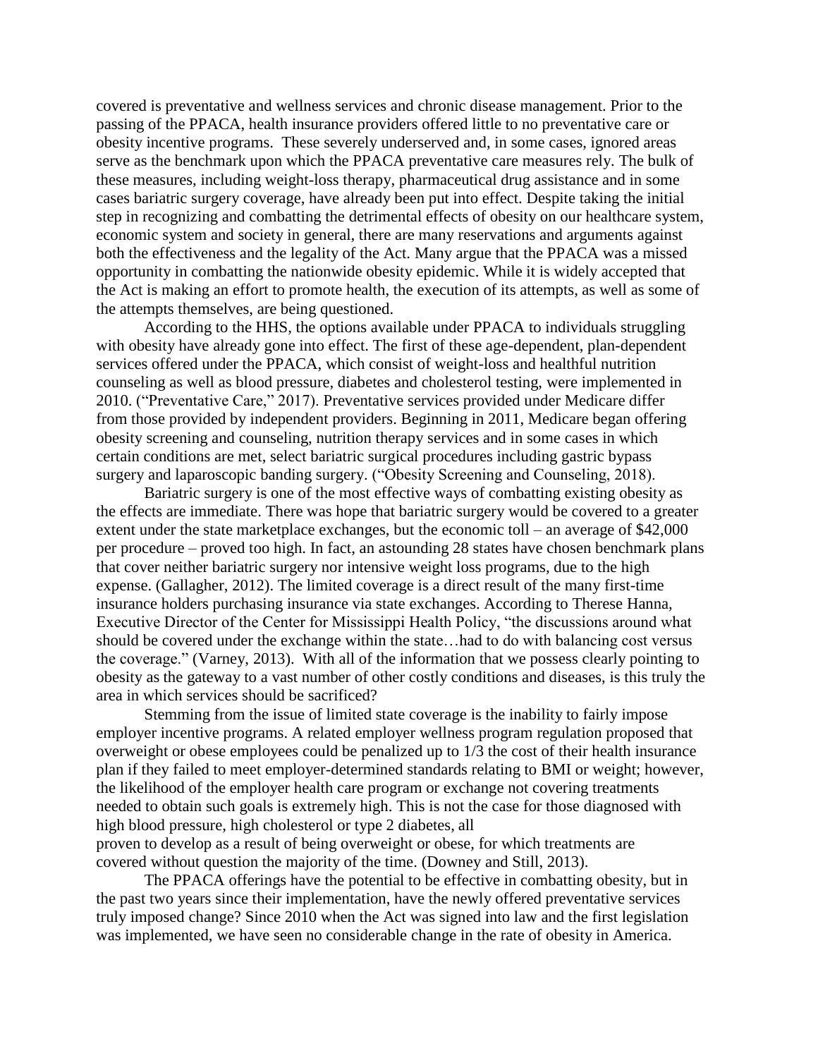covered is preventative and wellness services and chronic disease management. Prior to the passing of the PPACA, health insurance providers offered little to no preventative care or obesity incentive programs. These severely underserved and, in some cases, ignored areas serve as the benchmark upon which the PPACA preventative care measures rely. The bulk of these measures, including weight-loss therapy, pharmaceutical drug assistance and in some cases bariatric surgery coverage, have already been put into effect. Despite taking the initial step in recognizing and combatting the detrimental effects of obesity on our healthcare system, economic system and society in general, there are many reservations and arguments against both the effectiveness and the legality of the Act. Many argue that the PPACA was a missed opportunity in combatting the nationwide obesity epidemic. While it is widely accepted that the Act is making an effort to promote health, the execution of its attempts, as well as some of the attempts themselves, are being questioned.

According to the HHS, the options available under PPACA to individuals struggling with obesity have already gone into effect. The first of these age-dependent, plan-dependent services offered under the PPACA, which consist of weight-loss and healthful nutrition counseling as well as blood pressure, diabetes and cholesterol testing, were implemented in 2010. ("Preventative Care," 2017). Preventative services provided under Medicare differ from those provided by independent providers. Beginning in 2011, Medicare began offering obesity screening and counseling, nutrition therapy services and in some cases in which certain conditions are met, select bariatric surgical procedures including gastric bypass surgery and laparoscopic banding surgery. ("Obesity Screening and Counseling, 2018).

Bariatric surgery is one of the most effective ways of combatting existing obesity as the effects are immediate. There was hope that bariatric surgery would be covered to a greater extent under the state marketplace exchanges, but the economic toll – an average of $42,000 per procedure – proved too high. In fact, an astounding 28 states have chosen benchmark plans that cover neither bariatric surgery nor intensive weight loss programs, due to the high expense. (Gallagher, 2012). The limited coverage is a direct result of the many first-time insurance holders purchasing insurance via state exchanges. According to Therese Hanna, Executive Director of the Center for Mississippi Health Policy, "the discussions around what should be covered under the exchange within the state…had to do with balancing cost versus the coverage." (Varney, 2013). With all of the information that we possess clearly pointing to obesity as the gateway to a vast number of other costly conditions and diseases, is this truly the area in which services should be sacrificed?

Stemming from the issue of limited state coverage is the inability to fairly impose employer incentive programs. A related employer wellness program regulation proposed that overweight or obese employees could be penalized up to 1/3 the cost of their health insurance plan if they failed to meet employer-determined standards relating to BMI or weight; however, the likelihood of the employer health care program or exchange not covering treatments needed to obtain such goals is extremely high. This is not the case for those diagnosed with high blood pressure, high cholesterol or type 2 diabetes, all proven to develop as a result of being overweight or obese, for which treatments are covered without question the majority of the time. (Downey and Still, 2013).

The PPACA offerings have the potential to be effective in combatting obesity, but in the past two years since their implementation, have the newly offered preventative services truly imposed change? Since 2010 when the Act was signed into law and the first legislation was implemented, we have seen no considerable change in the rate of obesity in America.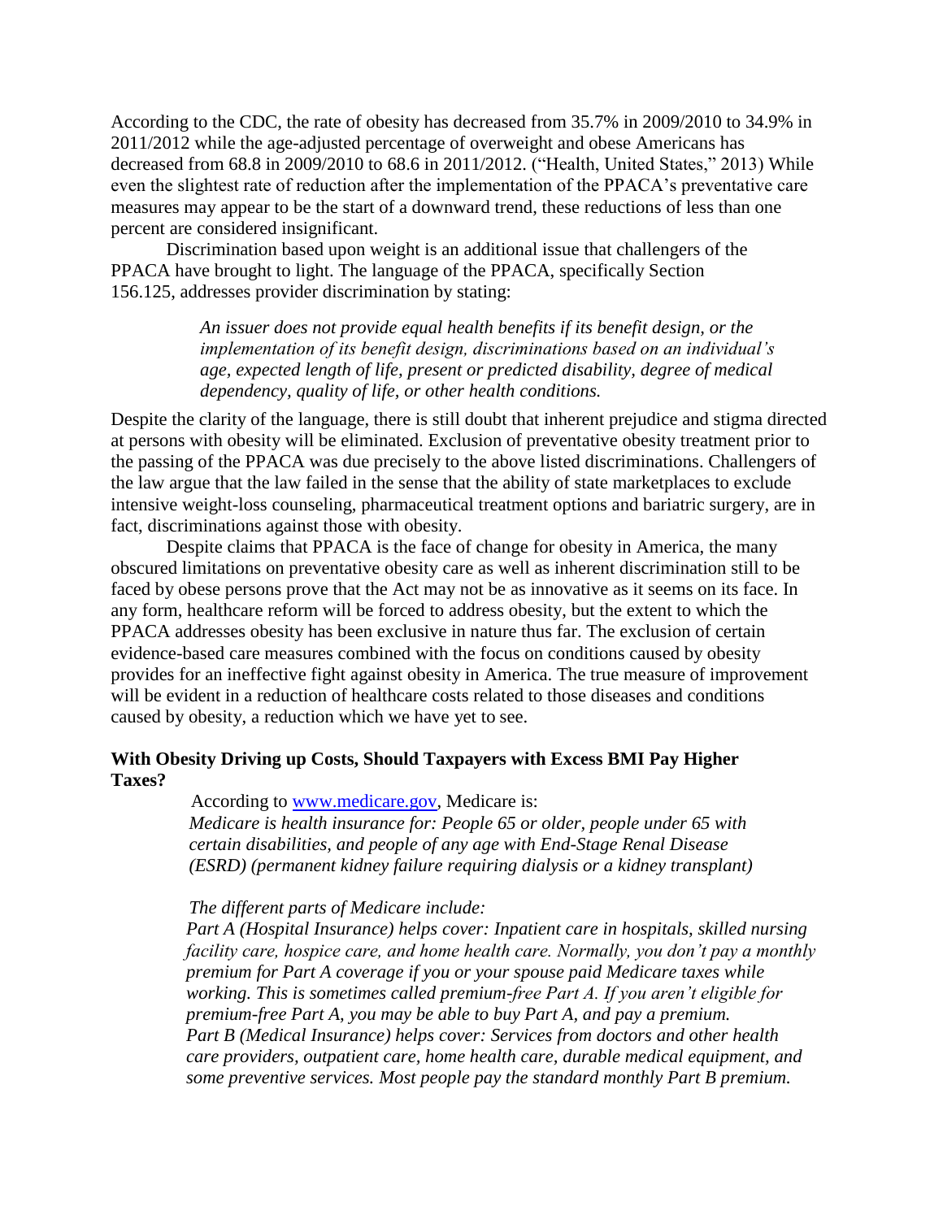According to the CDC, the rate of obesity has decreased from 35.7% in 2009/2010 to 34.9% in 2011/2012 while the age-adjusted percentage of overweight and obese Americans has decreased from 68.8 in 2009/2010 to 68.6 in 2011/2012. ("Health, United States," 2013) While even the slightest rate of reduction after the implementation of the PPACA's preventative care measures may appear to be the start of a downward trend, these reductions of less than one percent are considered insignificant.

Discrimination based upon weight is an additional issue that challengers of the PPACA have brought to light. The language of the PPACA, specifically Section 156.125, addresses provider discrimination by stating:

> *An issuer does not provide equal health benefits if its benefit design, or the implementation of its benefit design, discriminations based on an individual's age, expected length of life, present or predicted disability, degree of medical dependency, quality of life, or other health conditions.*

Despite the clarity of the language, there is still doubt that inherent prejudice and stigma directed at persons with obesity will be eliminated. Exclusion of preventative obesity treatment prior to the passing of the PPACA was due precisely to the above listed discriminations. Challengers of the law argue that the law failed in the sense that the ability of state marketplaces to exclude intensive weight-loss counseling, pharmaceutical treatment options and bariatric surgery, are in fact, discriminations against those with obesity.

Despite claims that PPACA is the face of change for obesity in America, the many obscured limitations on preventative obesity care as well as inherent discrimination still to be faced by obese persons prove that the Act may not be as innovative as it seems on its face. In any form, healthcare reform will be forced to address obesity, but the extent to which the PPACA addresses obesity has been exclusive in nature thus far. The exclusion of certain evidence-based care measures combined with the focus on conditions caused by obesity provides for an ineffective fight against obesity in America. The true measure of improvement will be evident in a reduction of healthcare costs related to those diseases and conditions caused by obesity, a reduction which we have yet to see.

**With Obesity Driving up Costs, Should Taxpayers with Excess BMI Pay Higher Taxes?**

According to [www.medicare.gov](www.medicare.gov), Medicare is:

> *Medicare is health insurance for: People 65 or older, people under 65 with certain disabilities, and people of any age with End-Stage Renal Disease (ESRD) (permanent kidney failure requiring dialysis or a kidney transplant)*
>
> *The different parts of Medicare include:*
>
> *Part A (Hospital Insurance) helps cover: Inpatient care in hospitals, skilled nursing facility care, hospice care, and home health care. Normally, you don't pay a monthly premium for Part A coverage if you or your spouse paid Medicare taxes while working. This is sometimes called premium-free Part A. If you aren't eligible for premium-free Part A, you may be able to buy Part A, and pay a premium.*
>
> *Part B (Medical Insurance) helps cover: Services from doctors and other health care providers, outpatient care, home health care, durable medical equipment, and some preventive services. Most people pay the standard monthly Part B premium.*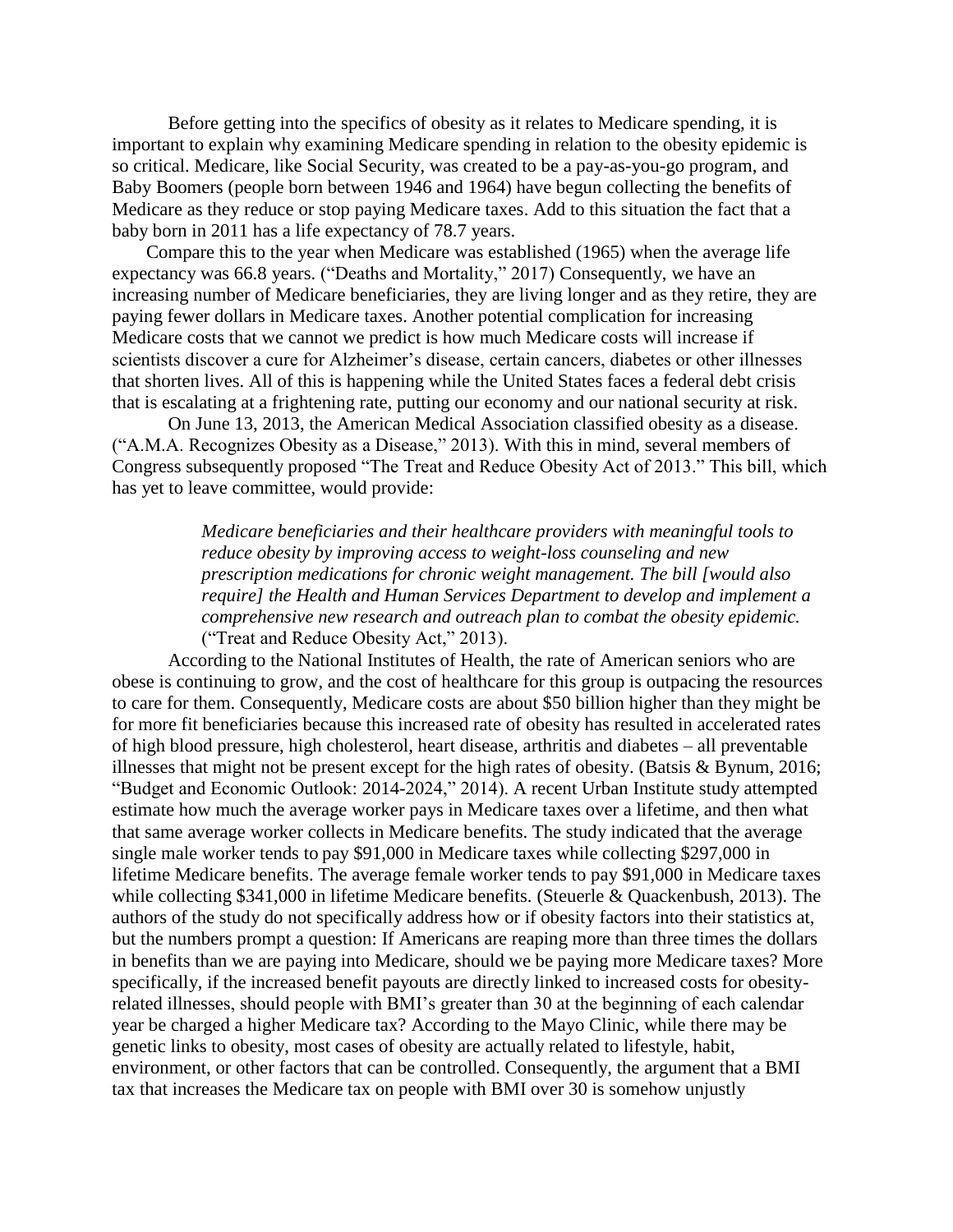Before getting into the specifics of obesity as it relates to Medicare spending, it is important to explain why examining Medicare spending in relation to the obesity epidemic is so critical. Medicare, like Social Security, was created to be a pay-as-you-go program, and Baby Boomers (people born between 1946 and 1964) have begun collecting the benefits of Medicare as they reduce or stop paying Medicare taxes. Add to this situation the fact that a baby born in 2011 has a life expectancy of 78.7 years.

Compare this to the year when Medicare was established (1965) when the average life expectancy was 66.8 years. ("Deaths and Mortality," 2017) Consequently, we have an increasing number of Medicare beneficiaries, they are living longer and as they retire, they are paying fewer dollars in Medicare taxes. Another potential complication for increasing Medicare costs that we cannot we predict is how much Medicare costs will increase if scientists discover a cure for Alzheimer's disease, certain cancers, diabetes or other illnesses that shorten lives. All of this is happening while the United States faces a federal debt crisis that is escalating at a frightening rate, putting our economy and our national security at risk.

On June 13, 2013, the American Medical Association classified obesity as a disease. ("A.M.A. Recognizes Obesity as a Disease," 2013). With this in mind, several members of Congress subsequently proposed "The Treat and Reduce Obesity Act of 2013." This bill, which has yet to leave committee, would provide:

> *Medicare beneficiaries and their healthcare providers with meaningful tools to reduce obesity by improving access to weight-loss counseling and new prescription medications for chronic weight management. The bill [would also require] the Health and Human Services Department to develop and implement a comprehensive new research and outreach plan to combat the obesity epidemic.* ("Treat and Reduce Obesity Act," 2013).

According to the National Institutes of Health, the rate of American seniors who are obese is continuing to grow, and the cost of healthcare for this group is outpacing the resources to care for them. Consequently, Medicare costs are about $50 billion higher than they might be for more fit beneficiaries because this increased rate of obesity has resulted in accelerated rates of high blood pressure, high cholesterol, heart disease, arthritis and diabetes – all preventable illnesses that might not be present except for the high rates of obesity. (Batsis & Bynum, 2016; "Budget and Economic Outlook: 2014-2024," 2014). A recent Urban Institute study attempted estimate how much the average worker pays in Medicare taxes over a lifetime, and then what that same average worker collects in Medicare benefits. The study indicated that the average single male worker tends to pay $91,000 in Medicare taxes while collecting $297,000 in lifetime Medicare benefits. The average female worker tends to pay $91,000 in Medicare taxes while collecting $341,000 in lifetime Medicare benefits. (Steuerle & Quackenbush, 2013). The authors of the study do not specifically address how or if obesity factors into their statistics at, but the numbers prompt a question: If Americans are reaping more than three times the dollars in benefits than we are paying into Medicare, should we be paying more Medicare taxes? More specifically, if the increased benefit payouts are directly linked to increased costs for obesity-related illnesses, should people with BMI's greater than 30 at the beginning of each calendar year be charged a higher Medicare tax? According to the Mayo Clinic, while there may be genetic links to obesity, most cases of obesity are actually related to lifestyle, habit, environment, or other factors that can be controlled. Consequently, the argument that a BMI tax that increases the Medicare tax on people with BMI over 30 is somehow unjustly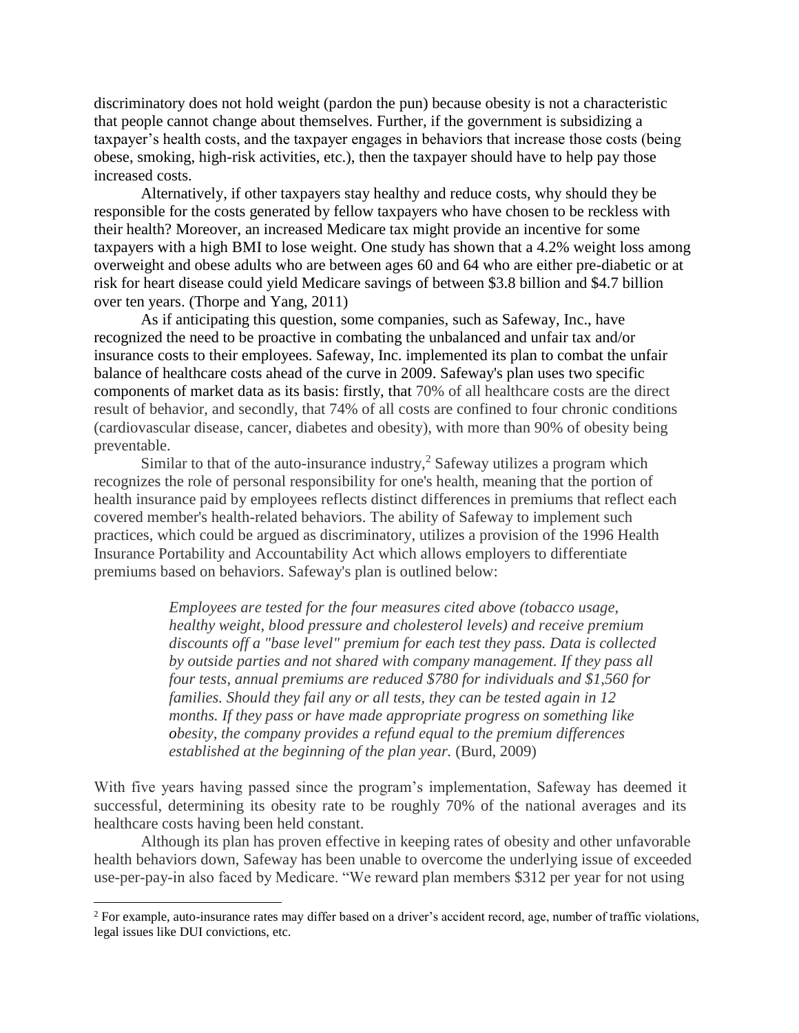discriminatory does not hold weight (pardon the pun) because obesity is not a characteristic that people cannot change about themselves. Further, if the government is subsidizing a taxpayer's health costs, and the taxpayer engages in behaviors that increase those costs (being obese, smoking, high-risk activities, etc.), then the taxpayer should have to help pay those increased costs.

Alternatively, if other taxpayers stay healthy and reduce costs, why should they be responsible for the costs generated by fellow taxpayers who have chosen to be reckless with their health? Moreover, an increased Medicare tax might provide an incentive for some taxpayers with a high BMI to lose weight. One study has shown that a 4.2% weight loss among overweight and obese adults who are between ages 60 and 64 who are either pre-diabetic or at risk for heart disease could yield Medicare savings of between \$3.8 billion and \$4.7 billion over ten years. (Thorpe and Yang, 2011)

As if anticipating this question, some companies, such as Safeway, Inc., have recognized the need to be proactive in combating the unbalanced and unfair tax and/or insurance costs to their employees. Safeway, Inc. implemented its plan to combat the unfair balance of healthcare costs ahead of the curve in 2009. Safeway's plan uses two specific components of market data as its basis: firstly, that 70% of all healthcare costs are the direct result of behavior, and secondly, that 74% of all costs are confined to four chronic conditions (cardiovascular disease, cancer, diabetes and obesity), with more than 90% of obesity being preventable.

Similar to that of the auto-insurance industry,[2] Safeway utilizes a program which recognizes the role of personal responsibility for one's health, meaning that the portion of health insurance paid by employees reflects distinct differences in premiums that reflect each covered member's health-related behaviors. The ability of Safeway to implement such practices, which could be argued as discriminatory, utilizes a provision of the 1996 Health Insurance Portability and Accountability Act which allows employers to differentiate premiums based on behaviors. Safeway's plan is outlined below:

> *Employees are tested for the four measures cited above (tobacco usage, healthy weight, blood pressure and cholesterol levels) and receive premium discounts off a "base level" premium for each test they pass. Data is collected by outside parties and not shared with company management. If they pass all four tests, annual premiums are reduced \$780 for individuals and \$1,560 for families. Should they fail any or all tests, they can be tested again in 12 months. If they pass or have made appropriate progress on something like obesity, the company provides a refund equal to the premium differences established at the beginning of the plan year.* (Burd, 2009)

With five years having passed since the program's implementation, Safeway has deemed it successful, determining its obesity rate to be roughly 70% of the national averages and its healthcare costs having been held constant.

Although its plan has proven effective in keeping rates of obesity and other unfavorable health behaviors down, Safeway has been unable to overcome the underlying issue of exceeded use-per-pay-in also faced by Medicare. "We reward plan members \$312 per year for not using

---

[2] For example, auto-insurance rates may differ based on a driver's accident record, age, number of traffic violations, legal issues like DUI convictions, etc.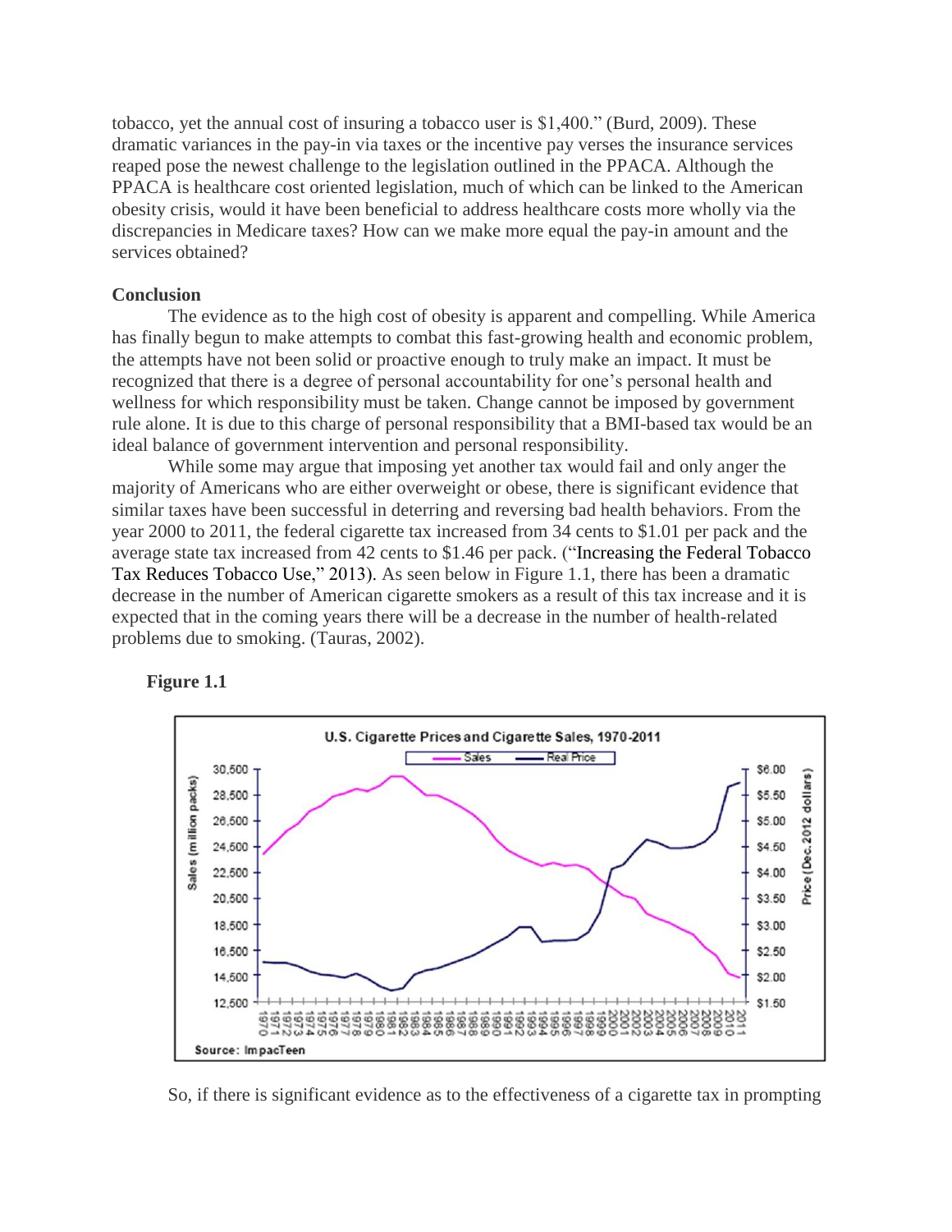tobacco, yet the annual cost of insuring a tobacco user is $1,400." (Burd, 2009). These dramatic variances in the pay-in via taxes or the incentive pay verses the insurance services reaped pose the newest challenge to the legislation outlined in the PPACA. Although the PPACA is healthcare cost oriented legislation, much of which can be linked to the American obesity crisis, would it have been beneficial to address healthcare costs more wholly via the discrepancies in Medicare taxes? How can we make more equal the pay-in amount and the services obtained?

**Conclusion**

The evidence as to the high cost of obesity is apparent and compelling. While America has finally begun to make attempts to combat this fast-growing health and economic problem, the attempts have not been solid or proactive enough to truly make an impact. It must be recognized that there is a degree of personal accountability for one's personal health and wellness for which responsibility must be taken. Change cannot be imposed by government rule alone. It is due to this charge of personal responsibility that a BMI-based tax would be an ideal balance of government intervention and personal responsibility.

While some may argue that imposing yet another tax would fail and only anger the majority of Americans who are either overweight or obese, there is significant evidence that similar taxes have been successful in deterring and reversing bad health behaviors. From the year 2000 to 2011, the federal cigarette tax increased from 34 cents to $1.01 per pack and the average state tax increased from 42 cents to $1.46 per pack. ("Increasing the Federal Tobacco Tax Reduces Tobacco Use," 2013). As seen below in Figure 1.1, there has been a dramatic decrease in the number of American cigarette smokers as a result of this tax increase and it is expected that in the coming years there will be a decrease in the number of health-related problems due to smoking. (Tauras, 2002).

**Figure 1.1**

U.S. Cigarette Prices and Cigarette Sales, 1970-2011

Source: ImpacTeen

So, if there is significant evidence as to the effectiveness of a cigarette tax in prompting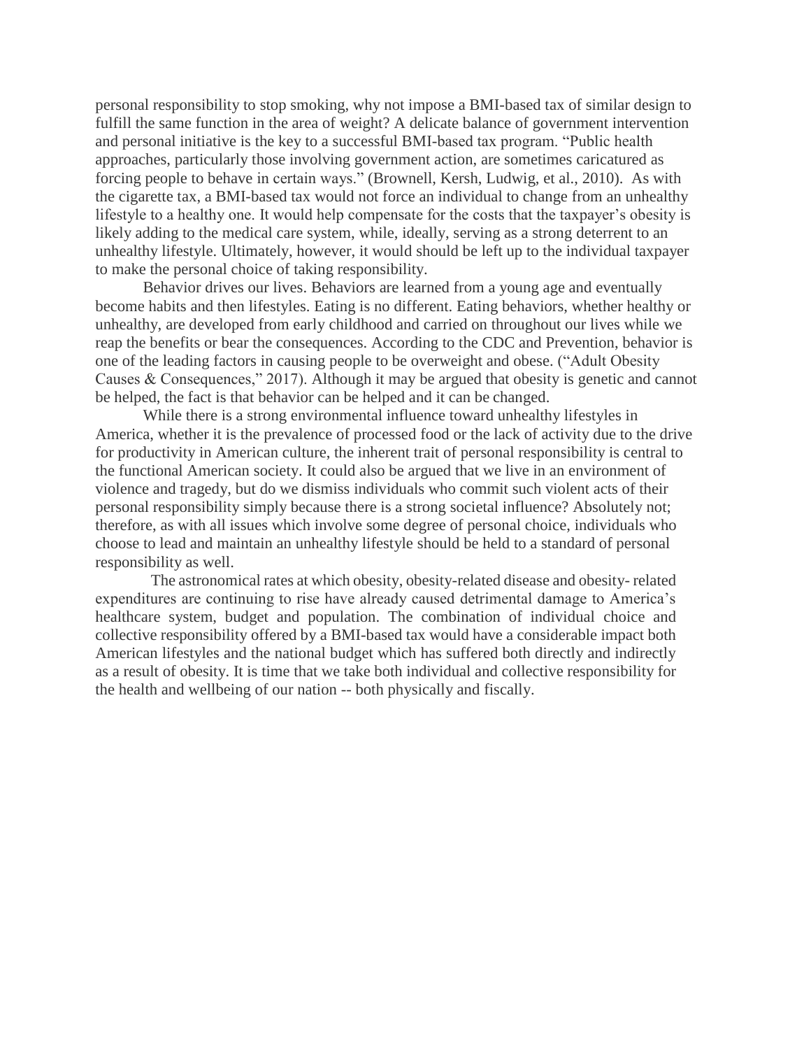personal responsibility to stop smoking, why not impose a BMI-based tax of similar design to fulfill the same function in the area of weight? A delicate balance of government intervention and personal initiative is the key to a successful BMI-based tax program. “Public health approaches, particularly those involving government action, are sometimes caricatured as forcing people to behave in certain ways.” (Brownell, Kersh, Ludwig, et al., 2010). As with the cigarette tax, a BMI-based tax would not force an individual to change from an unhealthy lifestyle to a healthy one. It would help compensate for the costs that the taxpayer’s obesity is likely adding to the medical care system, while, ideally, serving as a strong deterrent to an unhealthy lifestyle. Ultimately, however, it would should be left up to the individual taxpayer to make the personal choice of taking responsibility.

Behavior drives our lives. Behaviors are learned from a young age and eventually become habits and then lifestyles. Eating is no different. Eating behaviors, whether healthy or unhealthy, are developed from early childhood and carried on throughout our lives while we reap the benefits or bear the consequences. According to the CDC and Prevention, behavior is one of the leading factors in causing people to be overweight and obese. (“Adult Obesity Causes & Consequences,” 2017). Although it may be argued that obesity is genetic and cannot be helped, the fact is that behavior can be helped and it can be changed.

While there is a strong environmental influence toward unhealthy lifestyles in America, whether it is the prevalence of processed food or the lack of activity due to the drive for productivity in American culture, the inherent trait of personal responsibility is central to the functional American society. It could also be argued that we live in an environment of violence and tragedy, but do we dismiss individuals who commit such violent acts of their personal responsibility simply because there is a strong societal influence? Absolutely not; therefore, as with all issues which involve some degree of personal choice, individuals who choose to lead and maintain an unhealthy lifestyle should be held to a standard of personal responsibility as well.

The astronomical rates at which obesity, obesity-related disease and obesity- related expenditures are continuing to rise have already caused detrimental damage to America’s healthcare system, budget and population. The combination of individual choice and collective responsibility offered by a BMI-based tax would have a considerable impact both American lifestyles and the national budget which has suffered both directly and indirectly as a result of obesity. It is time that we take both individual and collective responsibility for the health and wellbeing of our nation -- both physically and fiscally.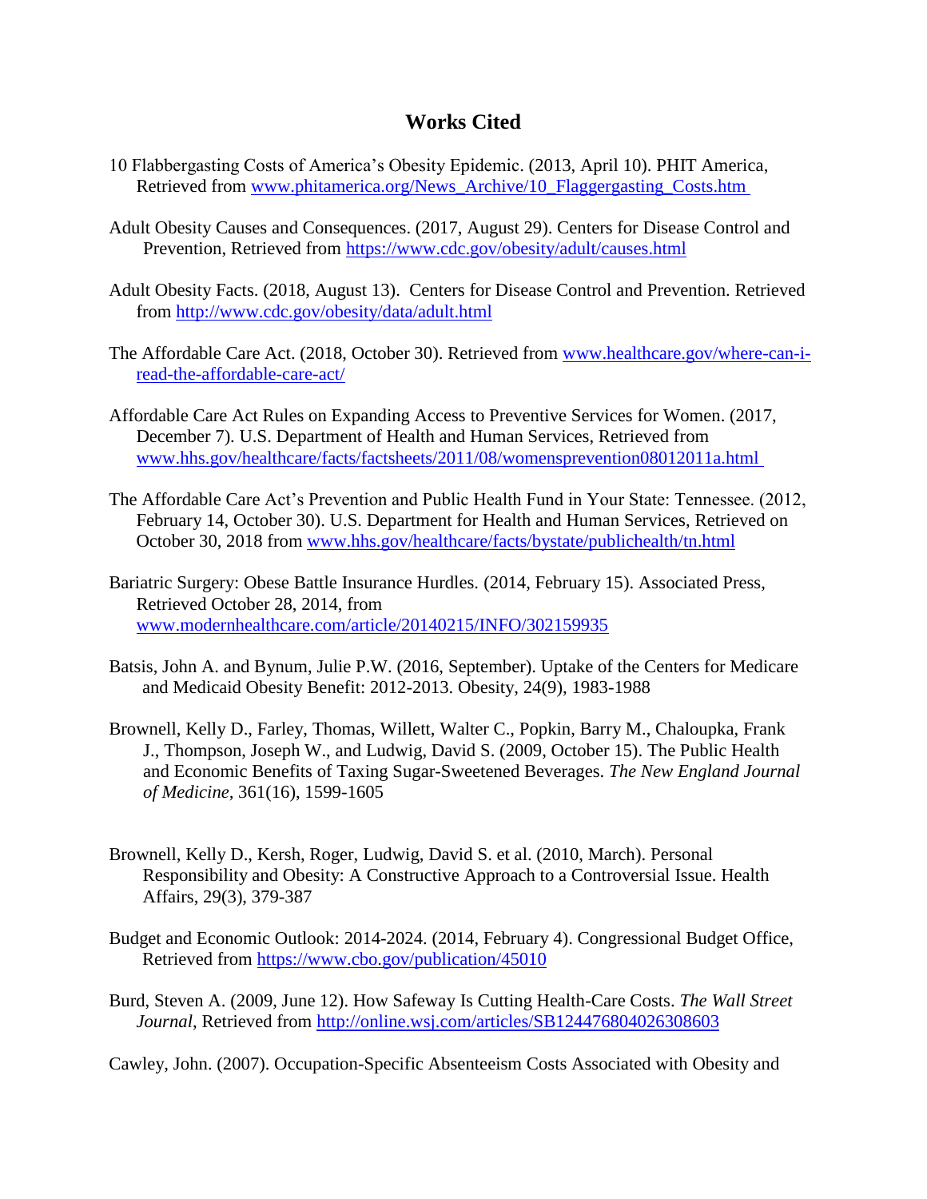# Works Cited

10 Flabbergasting Costs of America's Obesity Epidemic. (2013, April 10). PHIT America, Retrieved from www.phitamerica.org/News_Archive/10_Flaggergasting_Costs.htm

Adult Obesity Causes and Consequences. (2017, August 29). Centers for Disease Control and Prevention, Retrieved from https://www.cdc.gov/obesity/adult/causes.html

Adult Obesity Facts. (2018, August 13). Centers for Disease Control and Prevention. Retrieved from http://www.cdc.gov/obesity/data/adult.html

The Affordable Care Act. (2018, October 30). Retrieved from www.healthcare.gov/where-can-i-read-the-affordable-care-act/

Affordable Care Act Rules on Expanding Access to Preventive Services for Women. (2017, December 7). U.S. Department of Health and Human Services, Retrieved from www.hhs.gov/healthcare/facts/factsheets/2011/08/womensprevention08012011a.html

The Affordable Care Act's Prevention and Public Health Fund in Your State: Tennessee. (2012, February 14, October 30). U.S. Department for Health and Human Services, Retrieved on October 30, 2018 from www.hhs.gov/healthcare/facts/bystate/publichealth/tn.html

Bariatric Surgery: Obese Battle Insurance Hurdles. (2014, February 15). Associated Press, Retrieved October 28, 2014, from www.modernhealthcare.com/article/20140215/INFO/302159935

Batsis, John A. and Bynum, Julie P.W. (2016, September). Uptake of the Centers for Medicare and Medicaid Obesity Benefit: 2012-2013. Obesity, 24(9), 1983-1988

Brownell, Kelly D., Farley, Thomas, Willett, Walter C., Popkin, Barry M., Chaloupka, Frank J., Thompson, Joseph W., and Ludwig, David S. (2009, October 15). The Public Health and Economic Benefits of Taxing Sugar-Sweetened Beverages. *The New England Journal of Medicine,* 361(16), 1599-1605

Brownell, Kelly D., Kersh, Roger, Ludwig, David S. et al. (2010, March). Personal Responsibility and Obesity: A Constructive Approach to a Controversial Issue. Health Affairs, 29(3), 379-387

Budget and Economic Outlook: 2014-2024. (2014, February 4). Congressional Budget Office, Retrieved from https://www.cbo.gov/publication/45010

Burd, Steven A. (2009, June 12). How Safeway Is Cutting Health-Care Costs. *The Wall Street Journal*, Retrieved from http://online.wsj.com/articles/SB124476804026308603

Cawley, John. (2007). Occupation-Specific Absenteeism Costs Associated with Obesity and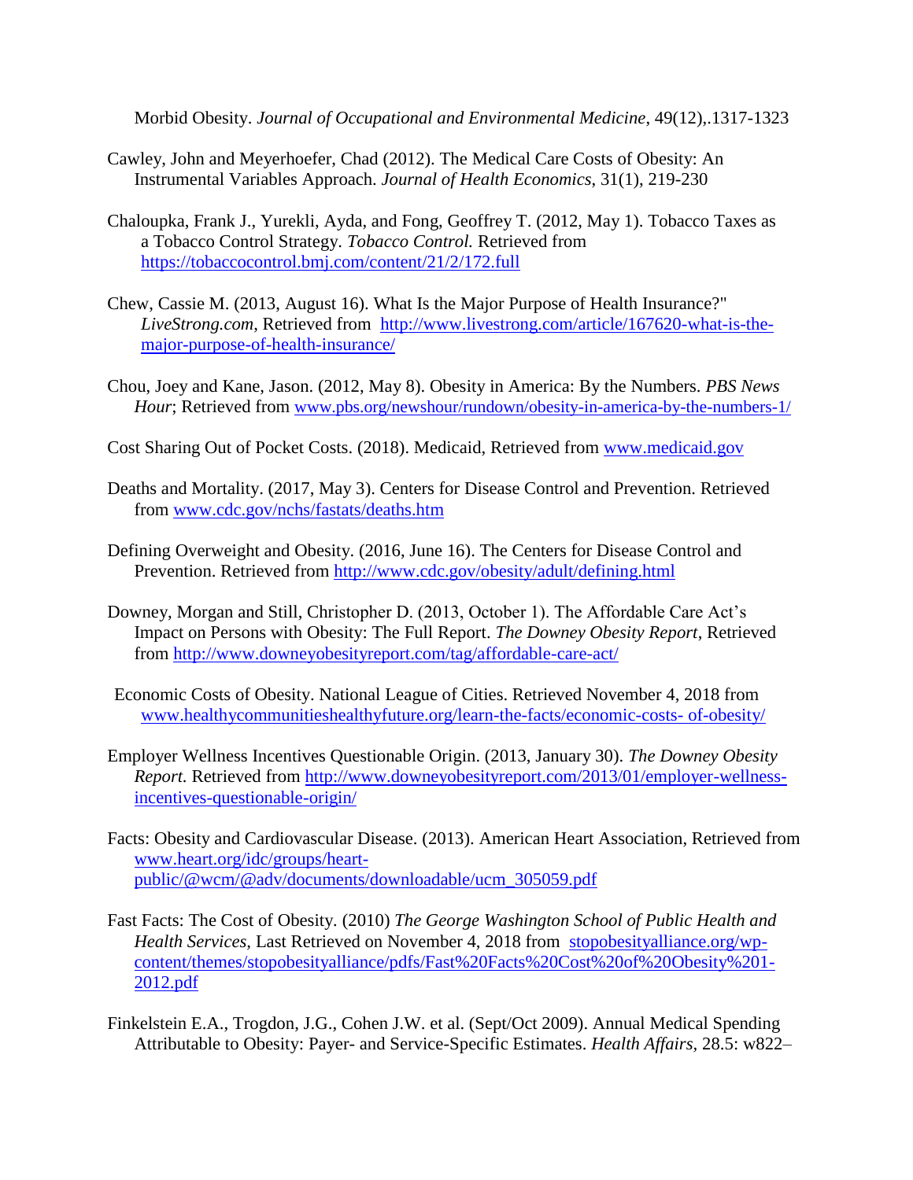Morbid Obesity. *Journal of Occupational and Environmental Medicine*, 49(12),.1317-1323

Cawley, John and Meyerhoefer, Chad (2012). The Medical Care Costs of Obesity: An Instrumental Variables Approach. *Journal of Health Economics*, 31(1), 219-230

Chaloupka, Frank J., Yurekli, Ayda, and Fong, Geoffrey T. (2012, May 1). Tobacco Taxes as a Tobacco Control Strategy. *Tobacco Control.* Retrieved from https://tobaccocontrol.bmj.com/content/21/2/172.full

Chew, Cassie M. (2013, August 16). What Is the Major Purpose of Health Insurance?" *LiveStrong.com*, Retrieved from http://www.livestrong.com/article/167620-what-is-the-major-purpose-of-health-insurance/

Chou, Joey and Kane, Jason. (2012, May 8). Obesity in America: By the Numbers. *PBS News Hour*; Retrieved from www.pbs.org/newshour/rundown/obesity-in-america-by-the-numbers-1/

Cost Sharing Out of Pocket Costs. (2018). Medicaid, Retrieved from www.medicaid.gov

Deaths and Mortality. (2017, May 3). Centers for Disease Control and Prevention. Retrieved from www.cdc.gov/nchs/fastats/deaths.htm

Defining Overweight and Obesity. (2016, June 16). The Centers for Disease Control and Prevention. Retrieved from http://www.cdc.gov/obesity/adult/defining.html

Downey, Morgan and Still, Christopher D. (2013, October 1). The Affordable Care Act's Impact on Persons with Obesity: The Full Report. *The Downey Obesity Report*, Retrieved from http://www.downeyobesityreport.com/tag/affordable-care-act/

Economic Costs of Obesity. National League of Cities. Retrieved November 4, 2018 from www.healthycommunitieshealthyfuture.org/learn-the-facts/economic-costs- of-obesity/

Employer Wellness Incentives Questionable Origin. (2013, January 30). *The Downey Obesity Report*. Retrieved from http://www.downeyobesityreport.com/2013/01/employer-wellness-incentives-questionable-origin/

Facts: Obesity and Cardiovascular Disease. (2013). American Heart Association, Retrieved from www.heart.org/idc/groups/heart-public/@wcm/@adv/documents/downloadable/ucm_305059.pdf

Fast Facts: The Cost of Obesity. (2010) *The George Washington School of Public Health and Health Services,* Last Retrieved on November 4, 2018 from stopobesityalliance.org/wp-content/themes/stopobesityalliance/pdfs/Fast%20Facts%20Cost%20of%20Obesity%201-2012.pdf

Finkelstein E.A., Trogdon, J.G., Cohen J.W. et al. (Sept/Oct 2009). Annual Medical Spending Attributable to Obesity: Payer- and Service-Specific Estimates. *Health Affairs,* 28.5: w822–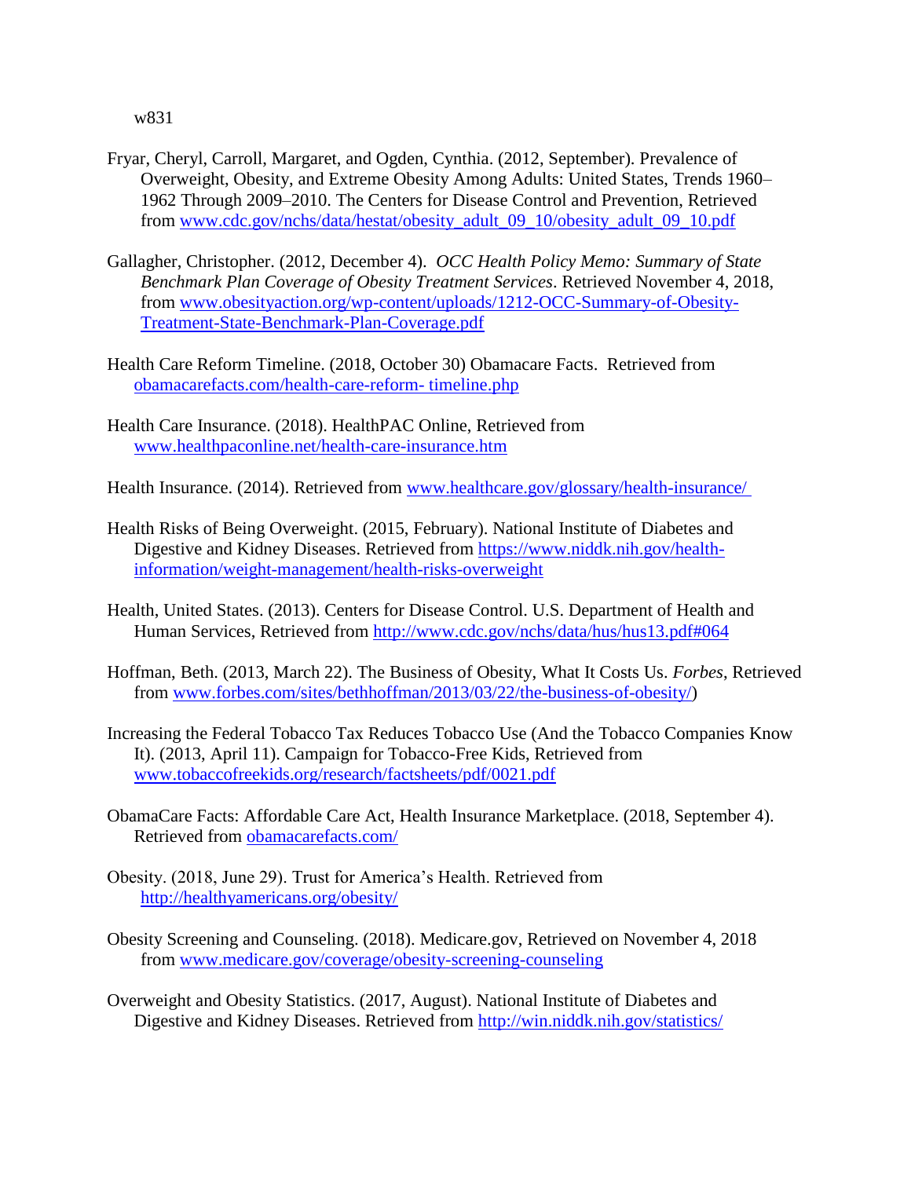w831

Fryar, Cheryl, Carroll, Margaret, and Ogden, Cynthia. (2012, September). Prevalence of Overweight, Obesity, and Extreme Obesity Among Adults: United States, Trends 1960–1962 Through 2009–2010. The Centers for Disease Control and Prevention, Retrieved from www.cdc.gov/nchs/data/hestat/obesity_adult_09_10/obesity_adult_09_10.pdf

Gallagher, Christopher. (2012, December 4). *OCC Health Policy Memo: Summary of State Benchmark Plan Coverage of Obesity Treatment Services*. Retrieved November 4, 2018, from www.obesityaction.org/wp-content/uploads/1212-OCC-Summary-of-Obesity-Treatment-State-Benchmark-Plan-Coverage.pdf

Health Care Reform Timeline. (2018, October 30) Obamacare Facts. Retrieved from obamacarefacts.com/health-care-reform- timeline.php

Health Care Insurance. (2018). HealthPAC Online, Retrieved from www.healthpaconline.net/health-care-insurance.htm

Health Insurance. (2014). Retrieved from www.healthcare.gov/glossary/health-insurance/

Health Risks of Being Overweight. (2015, February). National Institute of Diabetes and Digestive and Kidney Diseases. Retrieved from https://www.niddk.nih.gov/health-information/weight-management/health-risks-overweight

Health, United States. (2013). Centers for Disease Control. U.S. Department of Health and Human Services, Retrieved from http://www.cdc.gov/nchs/data/hus/hus13.pdf#064

Hoffman, Beth. (2013, March 22). The Business of Obesity, What It Costs Us. *Forbes*, Retrieved from www.forbes.com/sites/bethhoffman/2013/03/22/the-business-of-obesity/)

Increasing the Federal Tobacco Tax Reduces Tobacco Use (And the Tobacco Companies Know It). (2013, April 11). Campaign for Tobacco-Free Kids, Retrieved from www.tobaccofreekids.org/research/factsheets/pdf/0021.pdf

ObamaCare Facts: Affordable Care Act, Health Insurance Marketplace. (2018, September 4). Retrieved from obamacarefacts.com/

Obesity. (2018, June 29). Trust for America's Health. Retrieved from http://healthyamericans.org/obesity/

Obesity Screening and Counseling. (2018). Medicare.gov, Retrieved on November 4, 2018 from www.medicare.gov/coverage/obesity-screening-counseling

Overweight and Obesity Statistics. (2017, August). National Institute of Diabetes and Digestive and Kidney Diseases. Retrieved from http://win.niddk.nih.gov/statistics/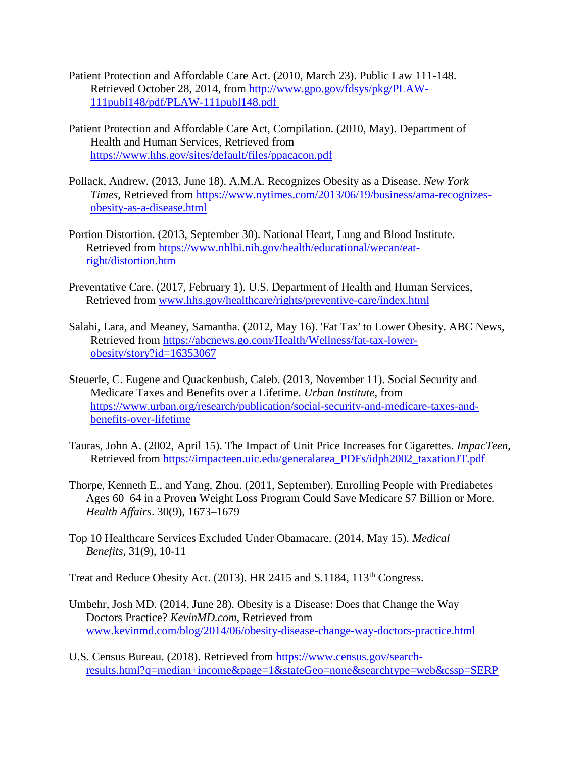Patient Protection and Affordable Care Act. (2010, March 23). Public Law 111-148. Retrieved October 28, 2014, from http://www.gpo.gov/fdsys/pkg/PLAW-111publ148/pdf/PLAW-111publ148.pdf

Patient Protection and Affordable Care Act, Compilation. (2010, May). Department of Health and Human Services, Retrieved from https://www.hhs.gov/sites/default/files/ppacacon.pdf

Pollack, Andrew. (2013, June 18). A.M.A. Recognizes Obesity as a Disease. *New York Times*, Retrieved from https://www.nytimes.com/2013/06/19/business/ama-recognizes-obesity-as-a-disease.html

Portion Distortion. (2013, September 30). National Heart, Lung and Blood Institute. Retrieved from https://www.nhlbi.nih.gov/health/educational/wecan/eat-right/distortion.htm

Preventative Care. (2017, February 1). U.S. Department of Health and Human Services, Retrieved from www.hhs.gov/healthcare/rights/preventive-care/index.html

Salahi, Lara, and Meaney, Samantha. (2012, May 16). 'Fat Tax' to Lower Obesity. ABC News, Retrieved from https://abcnews.go.com/Health/Wellness/fat-tax-lower-obesity/story?id=16353067

Steuerle, C. Eugene and Quackenbush, Caleb. (2013, November 11). Social Security and Medicare Taxes and Benefits over a Lifetime. *Urban Institute*, from https://www.urban.org/research/publication/social-security-and-medicare-taxes-and-benefits-over-lifetime

Tauras, John A. (2002, April 15). The Impact of Unit Price Increases for Cigarettes. *ImpacTeen*, Retrieved from https://impacteen.uic.edu/generalarea_PDFs/idph2002_taxationJT.pdf

Thorpe, Kenneth E., and Yang, Zhou. (2011, September). Enrolling People with Prediabetes Ages 60–64 in a Proven Weight Loss Program Could Save Medicare $7 Billion or More. *Health Affairs*. 30(9), 1673–1679

Top 10 Healthcare Services Excluded Under Obamacare. (2014, May 15). *Medical Benefits*, 31(9), 10-11

Treat and Reduce Obesity Act. (2013). HR 2415 and S.1184, 113th Congress.

Umbehr, Josh MD. (2014, June 28). Obesity is a Disease: Does that Change the Way Doctors Practice? *KevinMD.com*, Retrieved from www.kevinmd.com/blog/2014/06/obesity-disease-change-way-doctors-practice.html

U.S. Census Bureau. (2018). Retrieved from https://www.census.gov/search-results.html?q=median+income&page=1&stateGeo=none&searchtype=web&cssp=SERP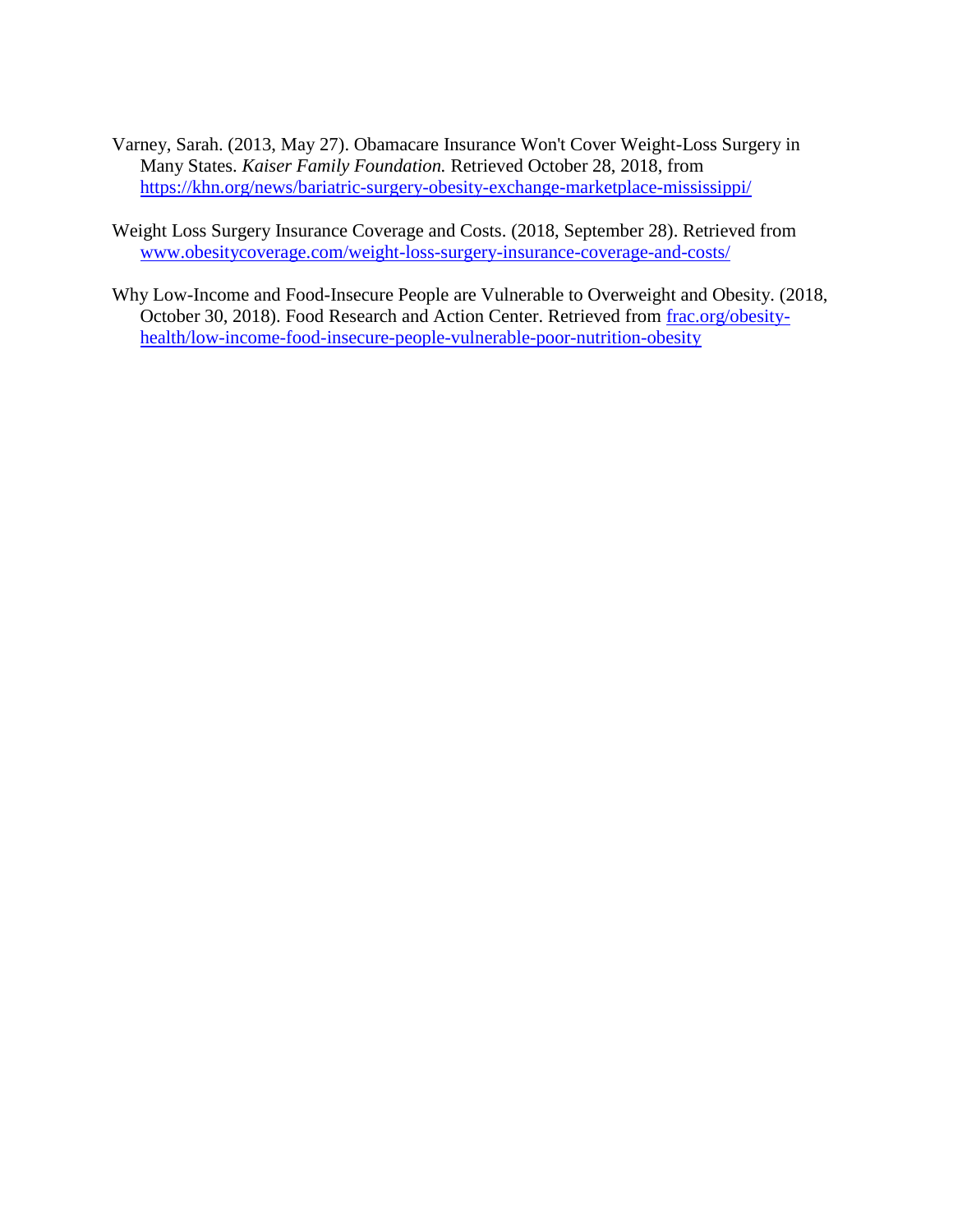Varney, Sarah. (2013, May 27). Obamacare Insurance Won't Cover Weight-Loss Surgery in Many States. *Kaiser Family Foundation.* Retrieved October 28, 2018, from [https://khn.org/news/bariatric-surgery-obesity-exchange-marketplace-mississippi/](https://khn.org/news/bariatric-surgery-obesity-exchange-marketplace-mississippi/)

Weight Loss Surgery Insurance Coverage and Costs. (2018, September 28). Retrieved from [www.obesitycoverage.com/weight-loss-surgery-insurance-coverage-and-costs/](www.obesitycoverage.com/weight-loss-surgery-insurance-coverage-and-costs/)

Why Low-Income and Food-Insecure People are Vulnerable to Overweight and Obesity. (2018, October 30, 2018). Food Research and Action Center. Retrieved from [frac.org/obesity-health/low-income-food-insecure-people-vulnerable-poor-nutrition-obesity](frac.org/obesity-health/low-income-food-insecure-people-vulnerable-poor-nutrition-obesity)